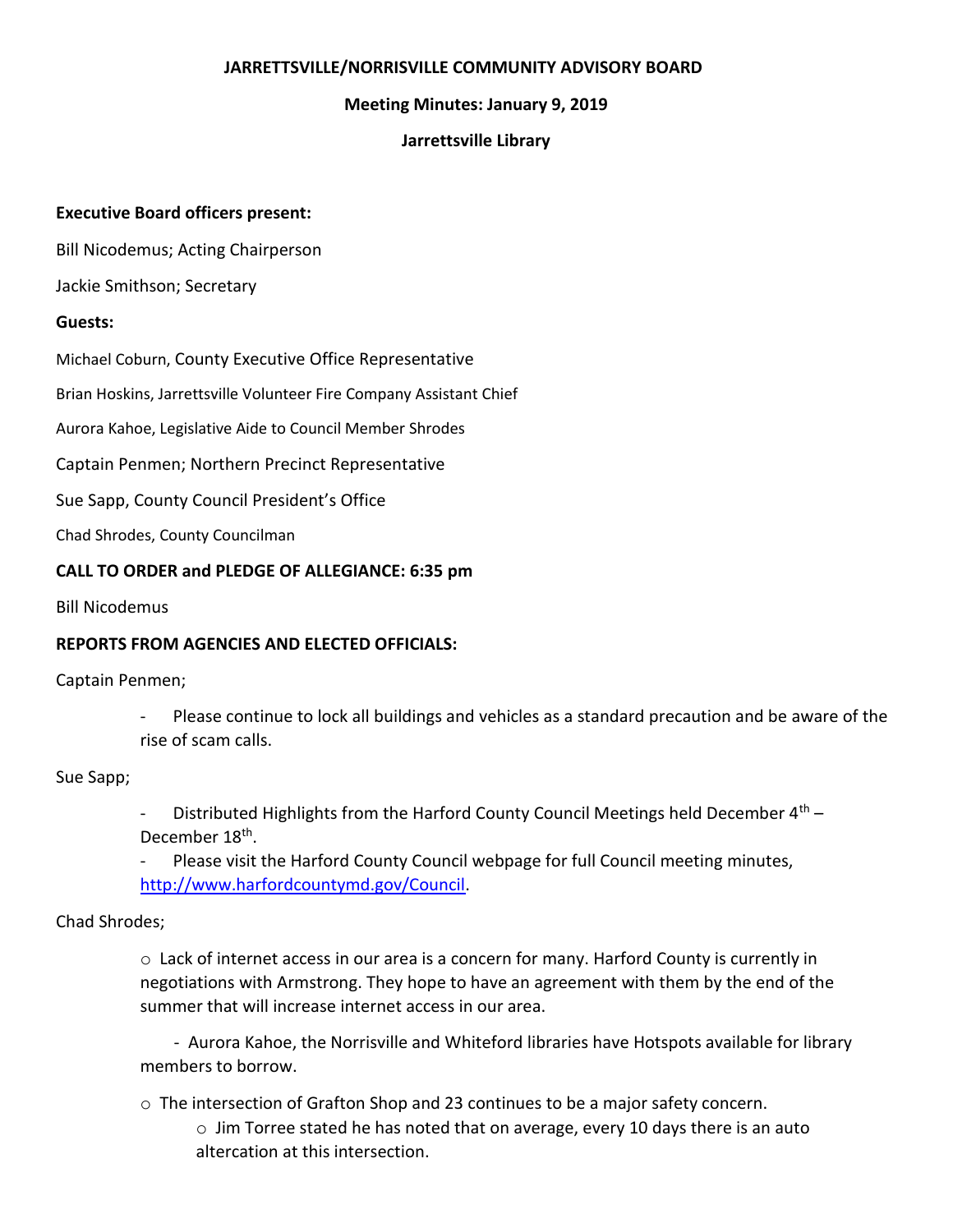**JARRETTSVILLE/NORRISVILLE COMMUNITY ADVISORY BOARD**

**Meeting Minutes: January 9, 2019**

**Jarrettsville Library**

**Executive Board officers present:**

Bill Nicodemus; Acting Chairperson

Jackie Smithson; Secretary

**Guests:**

Michael Coburn, County Executive Office Representative

Brian Hoskins, Jarrettsville Volunteer Fire Company Assistant Chief

Aurora Kahoe, Legislative Aide to Council Member Shrodes

Captain Penmen; Northern Precinct Representative

Sue Sapp, County Council President's Office

Chad Shrodes, County Councilman

**CALL TO ORDER and PLEDGE OF ALLEGIANCE: 6:35 pm**

Bill Nicodemus

**REPORTS FROM AGENCIES AND ELECTED OFFICIALS:**

Captain Penmen;

- Please continue to lock all buildings and vehicles as a standard precaution and be aware of the rise of scam calls.

Sue Sapp;

- Distributed Highlights from the Harford County Council Meetings held December 4th – December 18th.
- Please visit the Harford County Council webpage for full Council meeting minutes, http://www.harfordcountymd.gov/Council.

Chad Shrodes;

- Lack of internet access in our area is a concern for many. Harford County is currently in negotiations with Armstrong. They hope to have an agreement with them by the end of the summer that will increase internet access in our area.
  - Aurora Kahoe, the Norrisville and Whiteford libraries have Hotspots available for library members to borrow.
- The intersection of Grafton Shop and 23 continues to be a major safety concern.
  - Jim Torree stated he has noted that on average, every 10 days there is an auto altercation at this intersection.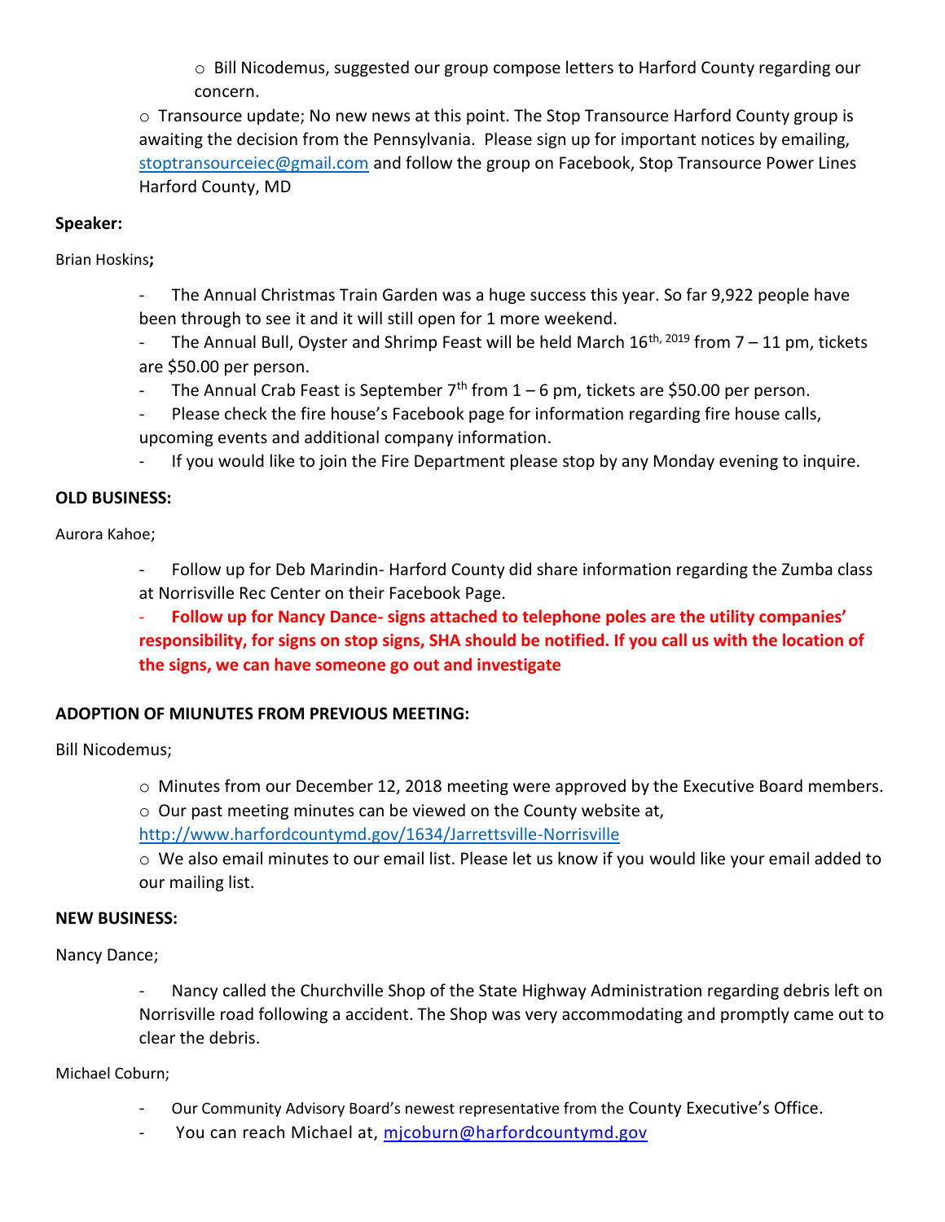- Bill Nicodemus, suggested our group compose letters to Harford County regarding our concern.

- Transource update; No new news at this point. The Stop Transource Harford County group is awaiting the decision from the Pennsylvania. Please sign up for important notices by emailing, stoptransourceiec@gmail.com and follow the group on Facebook, Stop Transource Power Lines Harford County, MD

**Speaker:**

Brian Hoskins**;**

- The Annual Christmas Train Garden was a huge success this year. So far 9,922 people have been through to see it and it will still open for 1 more weekend.
- The Annual Bull, Oyster and Shrimp Feast will be held March 16th, 2019 from 7 – 11 pm, tickets are $50.00 per person.
- The Annual Crab Feast is September 7th from 1 – 6 pm, tickets are $50.00 per person.
- Please check the fire house's Facebook page for information regarding fire house calls, upcoming events and additional company information.
- If you would like to join the Fire Department please stop by any Monday evening to inquire.

**OLD BUSINESS:**

Aurora Kahoe;

- Follow up for Deb Marindin- Harford County did share information regarding the Zumba class at Norrisville Rec Center on their Facebook Page.
- **Follow up for Nancy Dance- signs attached to telephone poles are the utility companies' responsibility, for signs on stop signs, SHA should be notified. If you call us with the location of the signs, we can have someone go out and investigate**

**ADOPTION OF MIUNUTES FROM PREVIOUS MEETING:**

Bill Nicodemus;

- Minutes from our December 12, 2018 meeting were approved by the Executive Board members.
- Our past meeting minutes can be viewed on the County website at, http://www.harfordcountymd.gov/1634/Jarrettsville-Norrisville
- We also email minutes to our email list. Please let us know if you would like your email added to our mailing list.

**NEW BUSINESS:**

Nancy Dance;

- Nancy called the Churchville Shop of the State Highway Administration regarding debris left on Norrisville road following a accident. The Shop was very accommodating and promptly came out to clear the debris.

Michael Coburn;

- Our Community Advisory Board's newest representative from the County Executive's Office.
- You can reach Michael at, mjcoburn@harfordcountymd.gov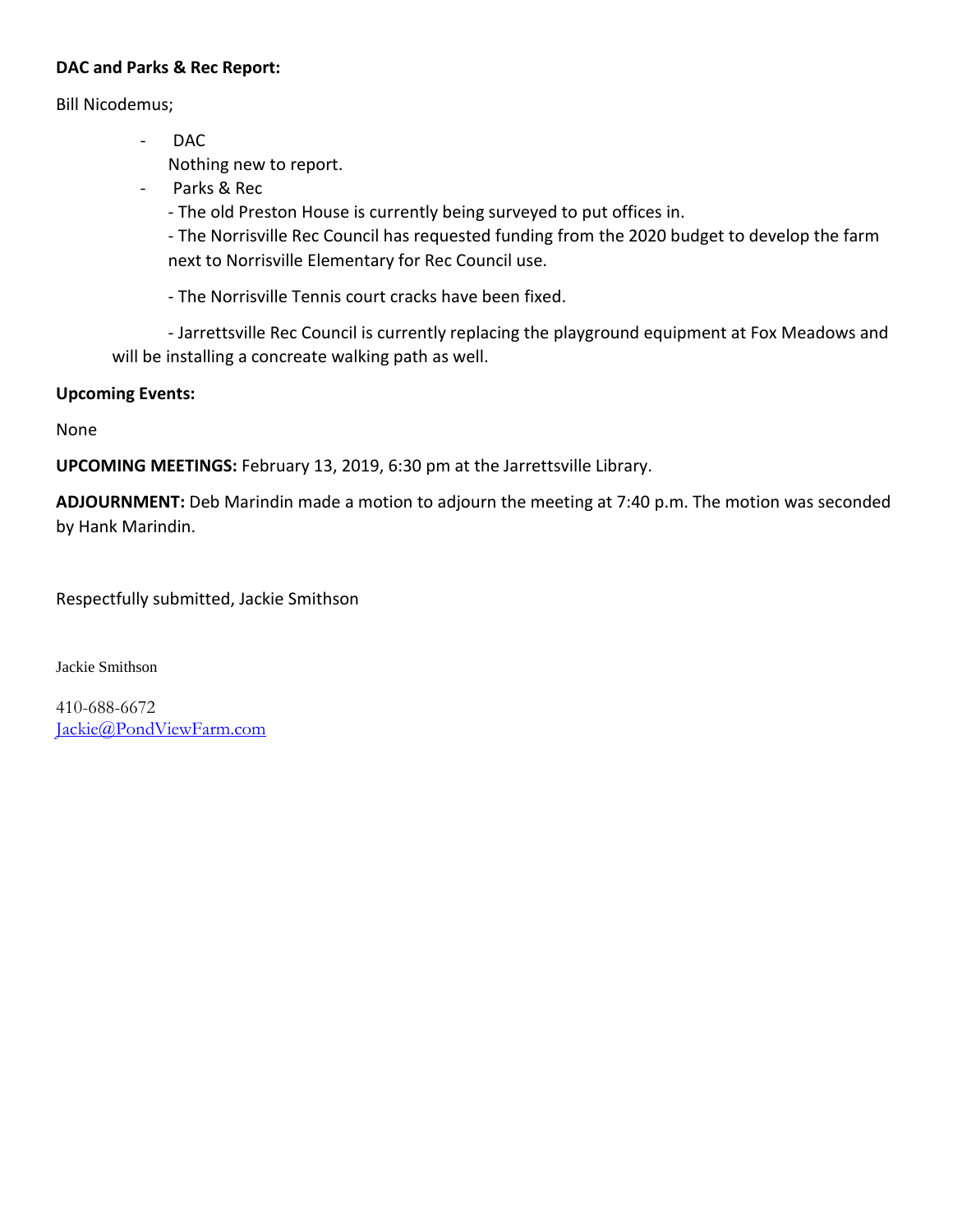**DAC and Parks & Rec Report:**

Bill Nicodemus;

- DAC

  Nothing new to report.

- Parks & Rec

  - The old Preston House is currently being surveyed to put offices in.
  - The Norrisville Rec Council has requested funding from the 2020 budget to develop the farm next to Norrisville Elementary for Rec Council use.
  - The Norrisville Tennis court cracks have been fixed.
  - Jarrettsville Rec Council is currently replacing the playground equipment at Fox Meadows and will be installing a concreate walking path as well.

**Upcoming Events:**

None

**UPCOMING MEETINGS:** February 13, 2019, 6:30 pm at the Jarrettsville Library.

**ADJOURNMENT:** Deb Marindin made a motion to adjourn the meeting at 7:40 p.m. The motion was seconded by Hank Marindin.

Respectfully submitted, Jackie Smithson

Jackie Smithson

410-688-6672
Jackie@PondViewFarm.com